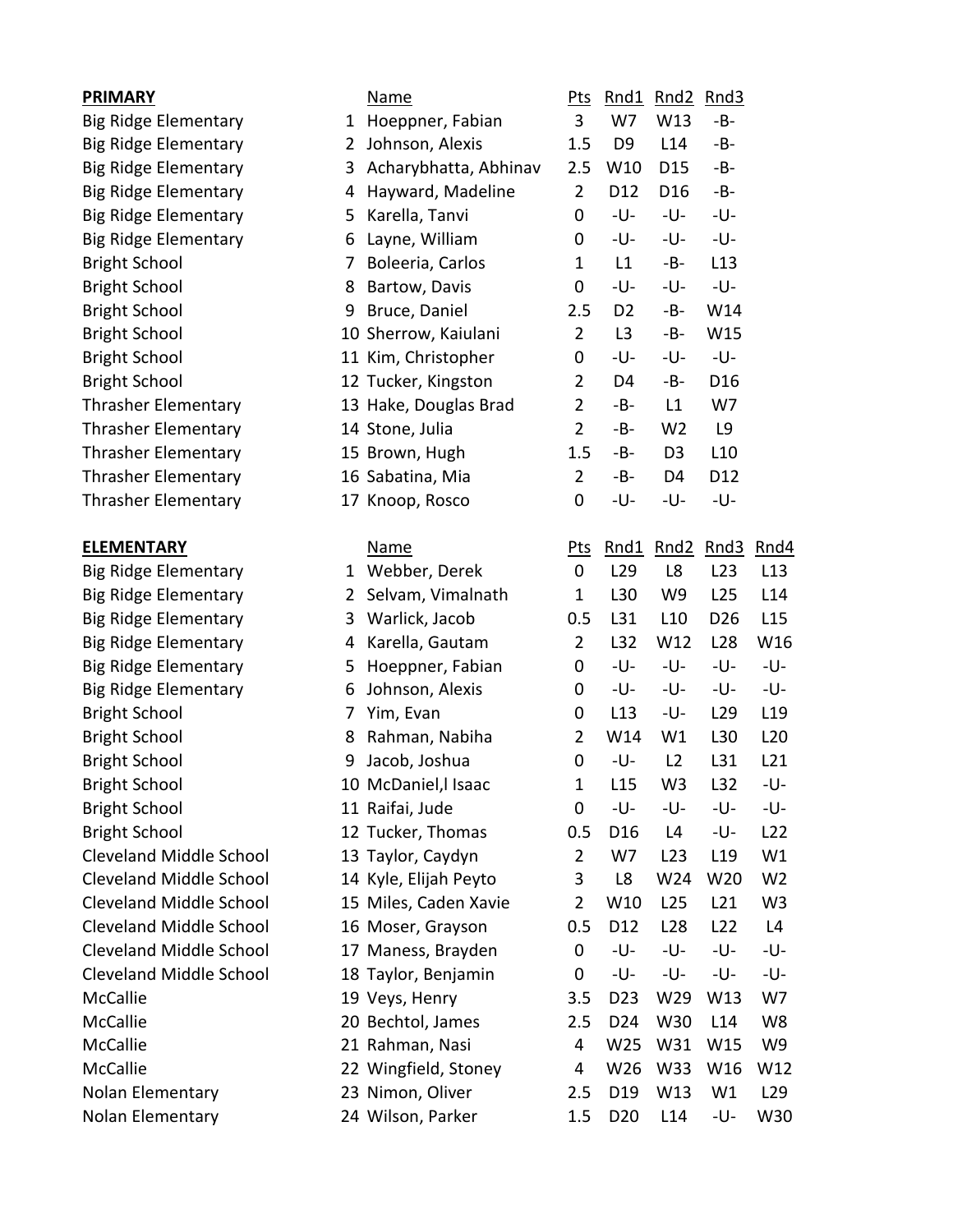| **PRIMARY** | | Name | Pts | Rnd1 | Rnd2 | Rnd3 |
|---|---|---|---|---|---|---|
| Big Ridge Elementary | 1 | Hoeppner, Fabian | 3 | W7 | W13 | -B- |
| Big Ridge Elementary | 2 | Johnson, Alexis | 1.5 | D9 | L14 | -B- |
| Big Ridge Elementary | 3 | Acharybhatta, Abhinav | 2.5 | W10 | D15 | -B- |
| Big Ridge Elementary | 4 | Hayward, Madeline | 2 | D12 | D16 | -B- |
| Big Ridge Elementary | 5 | Karella, Tanvi | 0 | -U- | -U- | -U- |
| Big Ridge Elementary | 6 | Layne, William | 0 | -U- | -U- | -U- |
| Bright School | 7 | Boleeria, Carlos | 1 | L1 | -B- | L13 |
| Bright School | 8 | Bartow, Davis | 0 | -U- | -U- | -U- |
| Bright School | 9 | Bruce, Daniel | 2.5 | D2 | -B- | W14 |
| Bright School | 10 | Sherrow, Kaiulani | 2 | L3 | -B- | W15 |
| Bright School | 11 | Kim, Christopher | 0 | -U- | -U- | -U- |
| Bright School | 12 | Tucker, Kingston | 2 | D4 | -B- | D16 |
| Thrasher Elementary | 13 | Hake, Douglas Brad | 2 | -B- | L1 | W7 |
| Thrasher Elementary | 14 | Stone, Julia | 2 | -B- | W2 | L9 |
| Thrasher Elementary | 15 | Brown, Hugh | 1.5 | -B- | D3 | L10 |
| Thrasher Elementary | 16 | Sabatina, Mia | 2 | -B- | D4 | D12 |
| Thrasher Elementary | 17 | Knoop, Rosco | 0 | -U- | -U- | -U- |

| **ELEMENTARY** | | Name | Pts | Rnd1 | Rnd2 | Rnd3 | Rnd4 |
|---|---|---|---|---|---|---|---|
| Big Ridge Elementary | 1 | Webber, Derek | 0 | L29 | L8 | L23 | L13 |
| Big Ridge Elementary | 2 | Selvam, Vimalnath | 1 | L30 | W9 | L25 | L14 |
| Big Ridge Elementary | 3 | Warlick, Jacob | 0.5 | L31 | L10 | D26 | L15 |
| Big Ridge Elementary | 4 | Karella, Gautam | 2 | L32 | W12 | L28 | W16 |
| Big Ridge Elementary | 5 | Hoeppner, Fabian | 0 | -U- | -U- | -U- | -U- |
| Big Ridge Elementary | 6 | Johnson, Alexis | 0 | -U- | -U- | -U- | -U- |
| Bright School | 7 | Yim, Evan | 0 | L13 | -U- | L29 | L19 |
| Bright School | 8 | Rahman, Nabiha | 2 | W14 | W1 | L30 | L20 |
| Bright School | 9 | Jacob, Joshua | 0 | -U- | L2 | L31 | L21 |
| Bright School | 10 | McDaniel,l Isaac | 1 | L15 | W3 | L32 | -U- |
| Bright School | 11 | Raifai, Jude | 0 | -U- | -U- | -U- | -U- |
| Bright School | 12 | Tucker, Thomas | 0.5 | D16 | L4 | -U- | L22 |
| Cleveland Middle School | 13 | Taylor, Caydyn | 2 | W7 | L23 | L19 | W1 |
| Cleveland Middle School | 14 | Kyle, Elijah Peyto | 3 | L8 | W24 | W20 | W2 |
| Cleveland Middle School | 15 | Miles, Caden Xavie | 2 | W10 | L25 | L21 | W3 |
| Cleveland Middle School | 16 | Moser, Grayson | 0.5 | D12 | L28 | L22 | L4 |
| Cleveland Middle School | 17 | Maness, Brayden | 0 | -U- | -U- | -U- | -U- |
| Cleveland Middle School | 18 | Taylor, Benjamin | 0 | -U- | -U- | -U- | -U- |
| McCallie | 19 | Veys, Henry | 3.5 | D23 | W29 | W13 | W7 |
| McCallie | 20 | Bechtol, James | 2.5 | D24 | W30 | L14 | W8 |
| McCallie | 21 | Rahman, Nasi | 4 | W25 | W31 | W15 | W9 |
| McCallie | 22 | Wingfield, Stoney | 4 | W26 | W33 | W16 | W12 |
| Nolan Elementary | 23 | Nimon, Oliver | 2.5 | D19 | W13 | W1 | L29 |
| Nolan Elementary | 24 | Wilson, Parker | 1.5 | D20 | L14 | -U- | W30 |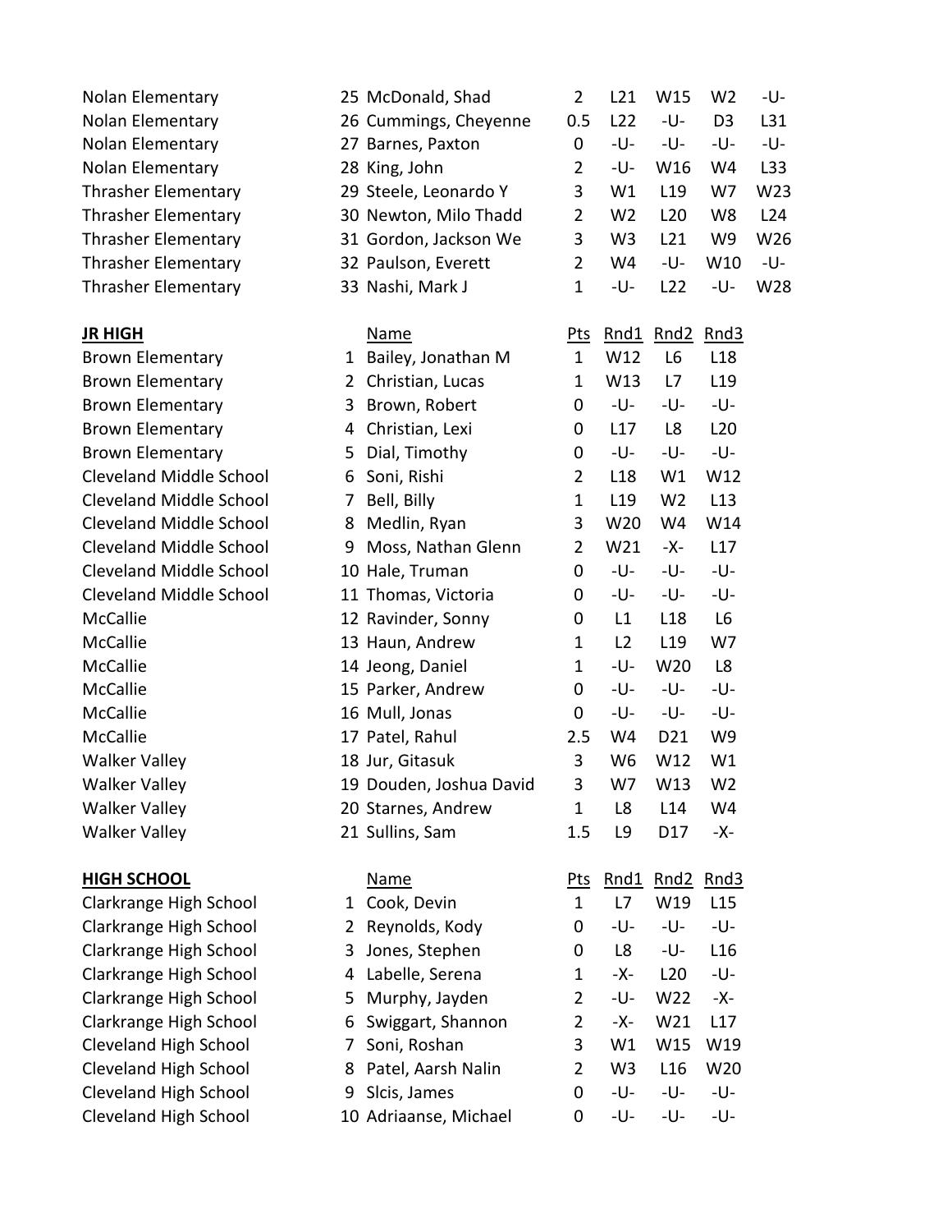| | | | | | | | |
|---|---|---|---|---|---|---|---|
| Nolan Elementary | 25 McDonald, Shad | 2 | L21 | W15 | W2 | -U- |
| Nolan Elementary | 26 Cummings, Cheyenne | 0.5 | L22 | -U- | D3 | L31 |
| Nolan Elementary | 27 Barnes, Paxton | 0 | -U- | -U- | -U- | -U- |
| Nolan Elementary | 28 King, John | 2 | -U- | W16 | W4 | L33 |
| Thrasher Elementary | 29 Steele, Leonardo Y | 3 | W1 | L19 | W7 | W23 |
| Thrasher Elementary | 30 Newton, Milo Thadd | 2 | W2 | L20 | W8 | L24 |
| Thrasher Elementary | 31 Gordon, Jackson We | 3 | W3 | L21 | W9 | W26 |
| Thrasher Elementary | 32 Paulson, Everett | 2 | W4 | -U- | W10 | -U- |
| Thrasher Elementary | 33 Nashi, Mark J | 1 | -U- | L22 | -U- | W28 |

| **JR HIGH** | Name | Pts | Rnd1 | Rnd2 | Rnd3 |
|---|---|---|---|---|---|
| Brown Elementary | 1 Bailey, Jonathan M | 1 | W12 | L6 | L18 |
| Brown Elementary | 2 Christian, Lucas | 1 | W13 | L7 | L19 |
| Brown Elementary | 3 Brown, Robert | 0 | -U- | -U- | -U- |
| Brown Elementary | 4 Christian, Lexi | 0 | L17 | L8 | L20 |
| Brown Elementary | 5 Dial, Timothy | 0 | -U- | -U- | -U- |
| Cleveland Middle School | 6 Soni, Rishi | 2 | L18 | W1 | W12 |
| Cleveland Middle School | 7 Bell, Billy | 1 | L19 | W2 | L13 |
| Cleveland Middle School | 8 Medlin, Ryan | 3 | W20 | W4 | W14 |
| Cleveland Middle School | 9 Moss, Nathan Glenn | 2 | W21 | -X- | L17 |
| Cleveland Middle School | 10 Hale, Truman | 0 | -U- | -U- | -U- |
| Cleveland Middle School | 11 Thomas, Victoria | 0 | -U- | -U- | -U- |
| McCallie | 12 Ravinder, Sonny | 0 | L1 | L18 | L6 |
| McCallie | 13 Haun, Andrew | 1 | L2 | L19 | W7 |
| McCallie | 14 Jeong, Daniel | 1 | -U- | W20 | L8 |
| McCallie | 15 Parker, Andrew | 0 | -U- | -U- | -U- |
| McCallie | 16 Mull, Jonas | 0 | -U- | -U- | -U- |
| McCallie | 17 Patel, Rahul | 2.5 | W4 | D21 | W9 |
| Walker Valley | 18 Jur, Gitasuk | 3 | W6 | W12 | W1 |
| Walker Valley | 19 Douden, Joshua David | 3 | W7 | W13 | W2 |
| Walker Valley | 20 Starnes, Andrew | 1 | L8 | L14 | W4 |
| Walker Valley | 21 Sullins, Sam | 1.5 | L9 | D17 | -X- |

| **HIGH SCHOOL** | Name | Pts | Rnd1 | Rnd2 | Rnd3 |
|---|---|---|---|---|---|
| Clarkrange High School | 1 Cook, Devin | 1 | L7 | W19 | L15 |
| Clarkrange High School | 2 Reynolds, Kody | 0 | -U- | -U- | -U- |
| Clarkrange High School | 3 Jones, Stephen | 0 | L8 | -U- | L16 |
| Clarkrange High School | 4 Labelle, Serena | 1 | -X- | L20 | -U- |
| Clarkrange High School | 5 Murphy, Jayden | 2 | -U- | W22 | -X- |
| Clarkrange High School | 6 Swiggart, Shannon | 2 | -X- | W21 | L17 |
| Cleveland High School | 7 Soni, Roshan | 3 | W1 | W15 | W19 |
| Cleveland High School | 8 Patel, Aarsh Nalin | 2 | W3 | L16 | W20 |
| Cleveland High School | 9 Slcis, James | 0 | -U- | -U- | -U- |
| Cleveland High School | 10 Adriaanse, Michael | 0 | -U- | -U- | -U- |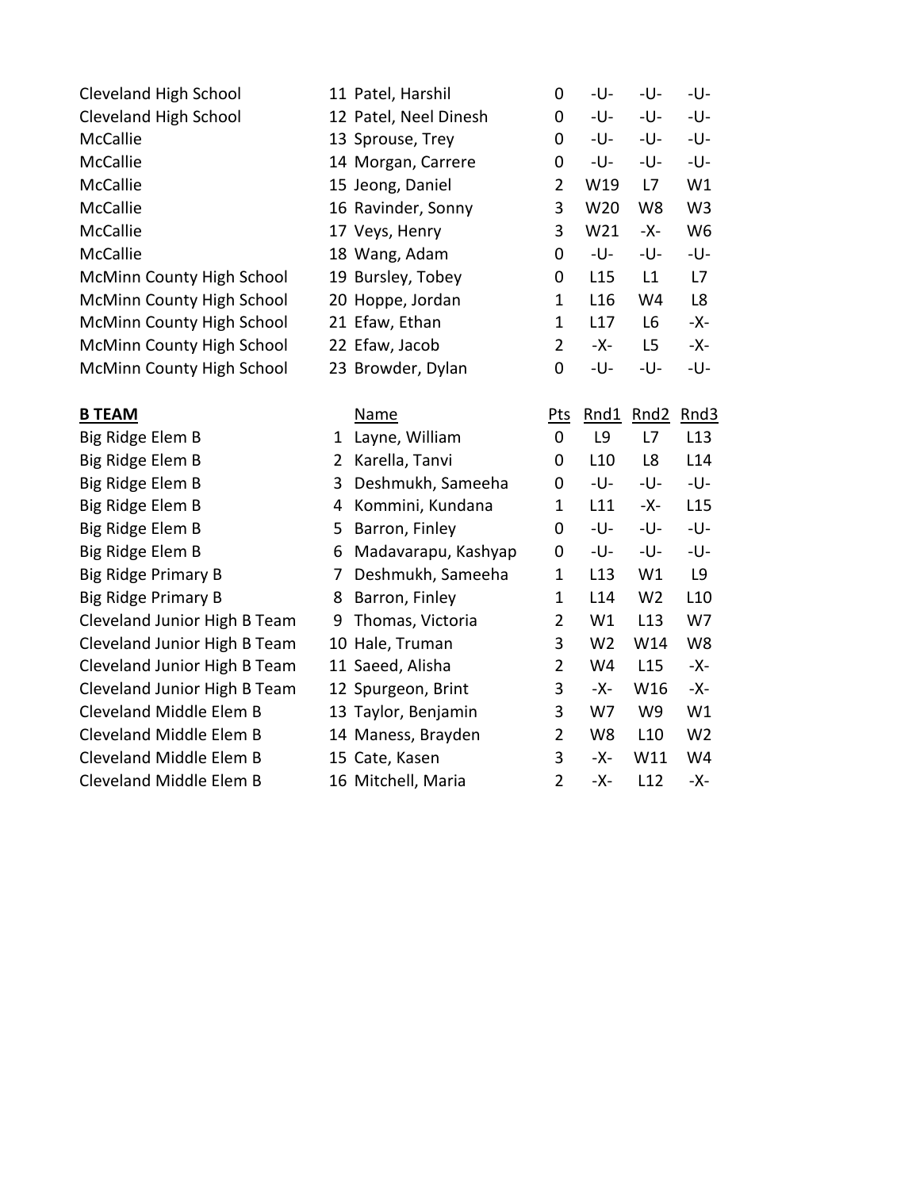| | | | | | | |
|---|---|---|---|---|---|---|
| Cleveland High School | 11 | Patel, Harshil | 0 | -U- | -U- | -U- |
| Cleveland High School | 12 | Patel, Neel Dinesh | 0 | -U- | -U- | -U- |
| McCallie | 13 | Sprouse, Trey | 0 | -U- | -U- | -U- |
| McCallie | 14 | Morgan, Carrere | 0 | -U- | -U- | -U- |
| McCallie | 15 | Jeong, Daniel | 2 | W19 | L7 | W1 |
| McCallie | 16 | Ravinder, Sonny | 3 | W20 | W8 | W3 |
| McCallie | 17 | Veys, Henry | 3 | W21 | -X- | W6 |
| McCallie | 18 | Wang, Adam | 0 | -U- | -U- | -U- |
| McMinn County High School | 19 | Bursley, Tobey | 0 | L15 | L1 | L7 |
| McMinn County High School | 20 | Hoppe, Jordan | 1 | L16 | W4 | L8 |
| McMinn County High School | 21 | Efaw, Ethan | 1 | L17 | L6 | -X- |
| McMinn County High School | 22 | Efaw, Jacob | 2 | -X- | L5 | -X- |
| McMinn County High School | 23 | Browder, Dylan | 0 | -U- | -U- | -U- |

| **B TEAM** | | Name | Pts | Rnd1 | Rnd2 | Rnd3 |
|---|---|---|---|---|---|---|
| Big Ridge Elem B | 1 | Layne, William | 0 | L9 | L7 | L13 |
| Big Ridge Elem B | 2 | Karella, Tanvi | 0 | L10 | L8 | L14 |
| Big Ridge Elem B | 3 | Deshmukh, Sameeha | 0 | -U- | -U- | -U- |
| Big Ridge Elem B | 4 | Kommini, Kundana | 1 | L11 | -X- | L15 |
| Big Ridge Elem B | 5 | Barron, Finley | 0 | -U- | -U- | -U- |
| Big Ridge Elem B | 6 | Madavarapu, Kashyap | 0 | -U- | -U- | -U- |
| Big Ridge Primary B | 7 | Deshmukh, Sameeha | 1 | L13 | W1 | L9 |
| Big Ridge Primary B | 8 | Barron, Finley | 1 | L14 | W2 | L10 |
| Cleveland Junior High B Team | 9 | Thomas, Victoria | 2 | W1 | L13 | W7 |
| Cleveland Junior High B Team | 10 | Hale, Truman | 3 | W2 | W14 | W8 |
| Cleveland Junior High B Team | 11 | Saeed, Alisha | 2 | W4 | L15 | -X- |
| Cleveland Junior High B Team | 12 | Spurgeon, Brint | 3 | -X- | W16 | -X- |
| Cleveland Middle Elem B | 13 | Taylor, Benjamin | 3 | W7 | W9 | W1 |
| Cleveland Middle Elem B | 14 | Maness, Brayden | 2 | W8 | L10 | W2 |
| Cleveland Middle Elem B | 15 | Cate, Kasen | 3 | -X- | W11 | W4 |
| Cleveland Middle Elem B | 16 | Mitchell, Maria | 2 | -X- | L12 | -X- |